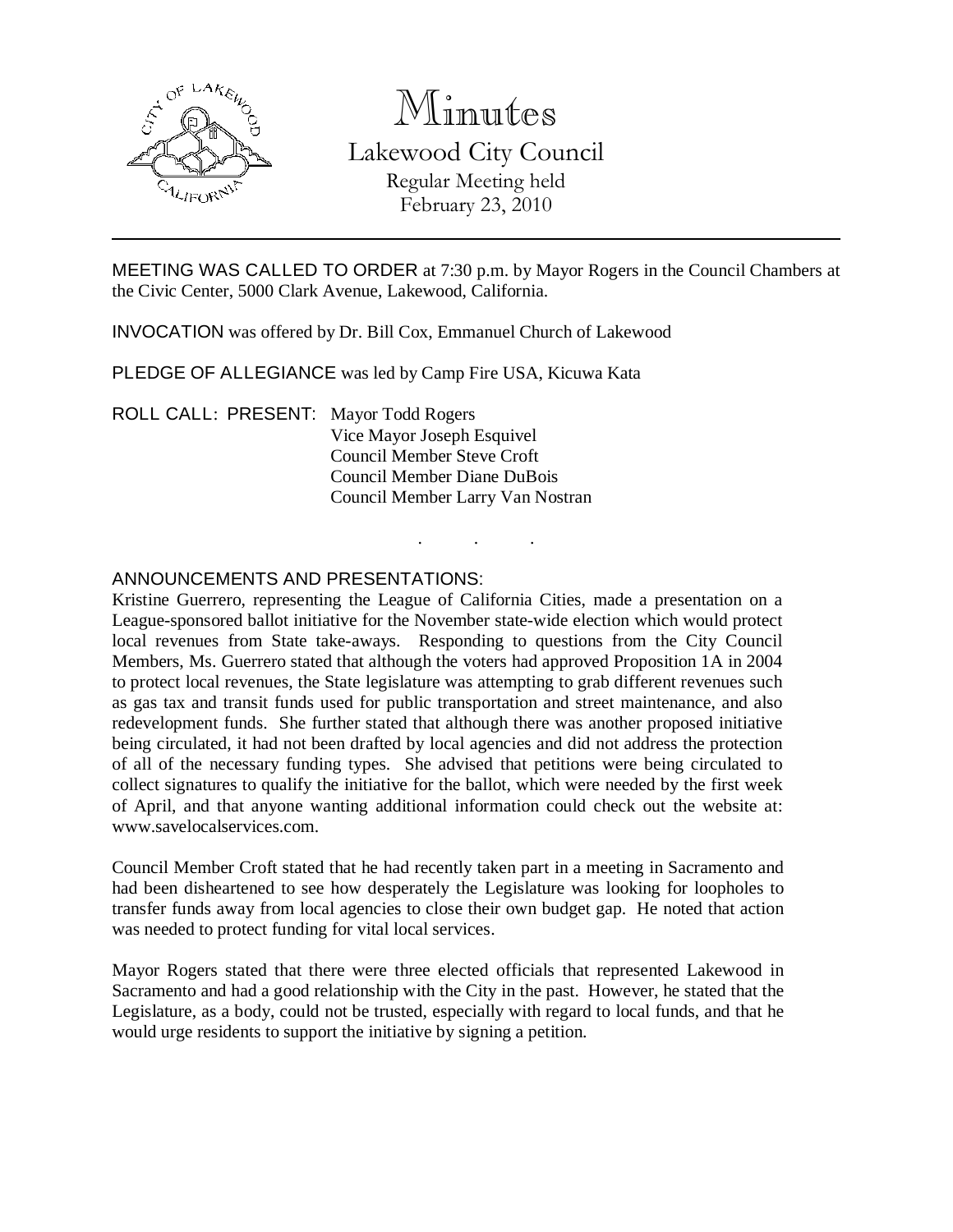# Minutes

## Lakewood City Council

Regular Meeting held
February 23, 2010

---

MEETING WAS CALLED TO ORDER at 7:30 p.m. by Mayor Rogers in the Council Chambers at the Civic Center, 5000 Clark Avenue, Lakewood, California.

INVOCATION was offered by Dr. Bill Cox, Emmanuel Church of Lakewood

PLEDGE OF ALLEGIANCE was led by Camp Fire USA, Kicuwa Kata

ROLL CALL: PRESENT: Mayor Todd Rogers
Vice Mayor Joseph Esquivel
Council Member Steve Croft
Council Member Diane DuBois
Council Member Larry Van Nostran

. . .

ANNOUNCEMENTS AND PRESENTATIONS:

Kristine Guerrero, representing the League of California Cities, made a presentation on a League-sponsored ballot initiative for the November state-wide election which would protect local revenues from State take-aways. Responding to questions from the City Council Members, Ms. Guerrero stated that although the voters had approved Proposition 1A in 2004 to protect local revenues, the State legislature was attempting to grab different revenues such as gas tax and transit funds used for public transportation and street maintenance, and also redevelopment funds. She further stated that although there was another proposed initiative being circulated, it had not been drafted by local agencies and did not address the protection of all of the necessary funding types. She advised that petitions were being circulated to collect signatures to qualify the initiative for the ballot, which were needed by the first week of April, and that anyone wanting additional information could check out the website at: www.savelocalservices.com.

Council Member Croft stated that he had recently taken part in a meeting in Sacramento and had been disheartened to see how desperately the Legislature was looking for loopholes to transfer funds away from local agencies to close their own budget gap. He noted that action was needed to protect funding for vital local services.

Mayor Rogers stated that there were three elected officials that represented Lakewood in Sacramento and had a good relationship with the City in the past. However, he stated that the Legislature, as a body, could not be trusted, especially with regard to local funds, and that he would urge residents to support the initiative by signing a petition.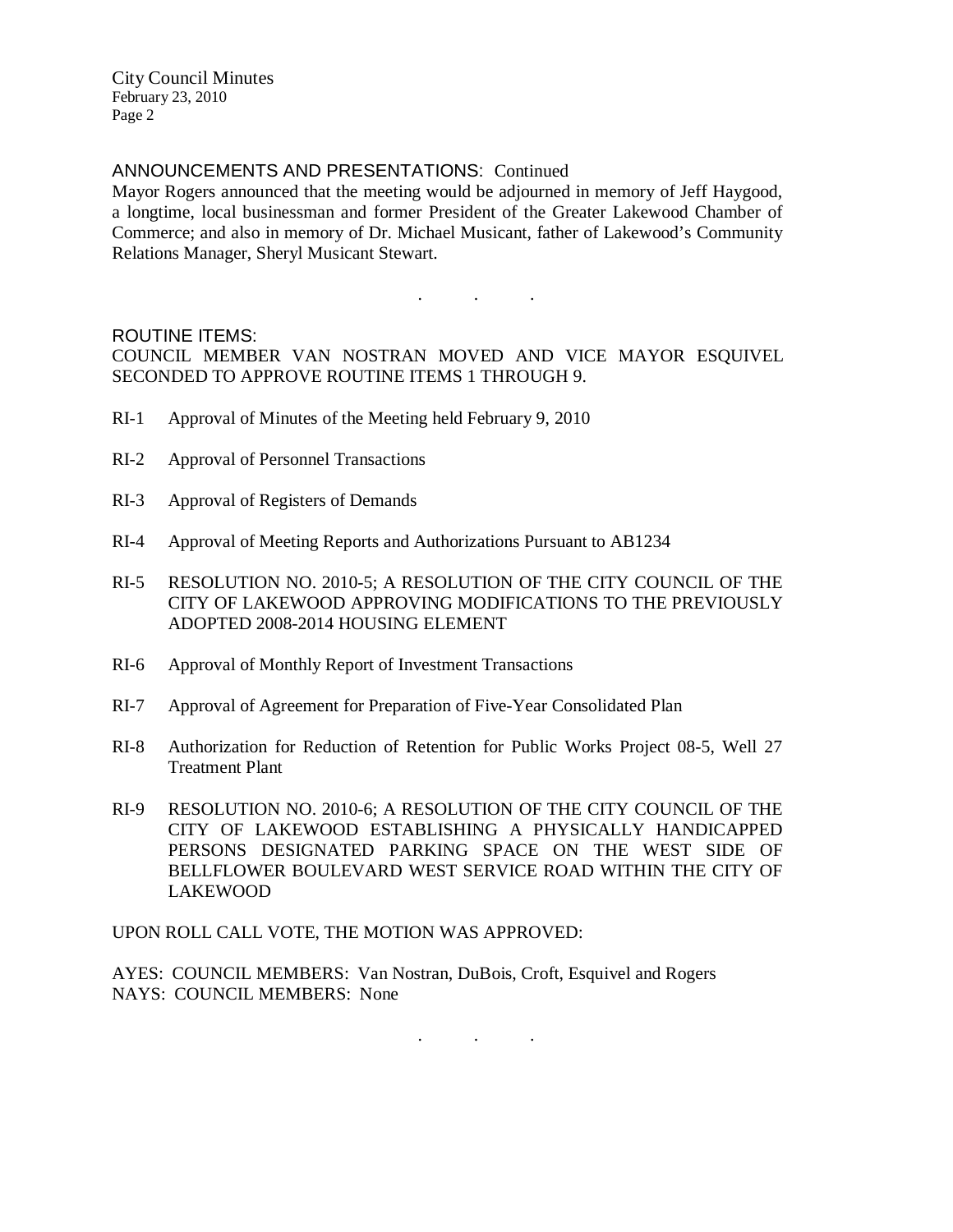ANNOUNCEMENTS AND PRESENTATIONS: Continued

Mayor Rogers announced that the meeting would be adjourned in memory of Jeff Haygood, a longtime, local businessman and former President of the Greater Lakewood Chamber of Commerce; and also in memory of Dr. Michael Musicant, father of Lakewood's Community Relations Manager, Sheryl Musicant Stewart.

. . .

ROUTINE ITEMS:

COUNCIL MEMBER VAN NOSTRAN MOVED AND VICE MAYOR ESQUIVEL SECONDED TO APPROVE ROUTINE ITEMS 1 THROUGH 9.

RI-1 Approval of Minutes of the Meeting held February 9, 2010

RI-2 Approval of Personnel Transactions

RI-3 Approval of Registers of Demands

RI-4 Approval of Meeting Reports and Authorizations Pursuant to AB1234

RI-5 RESOLUTION NO. 2010-5; A RESOLUTION OF THE CITY COUNCIL OF THE CITY OF LAKEWOOD APPROVING MODIFICATIONS TO THE PREVIOUSLY ADOPTED 2008-2014 HOUSING ELEMENT

RI-6 Approval of Monthly Report of Investment Transactions

RI-7 Approval of Agreement for Preparation of Five-Year Consolidated Plan

RI-8 Authorization for Reduction of Retention for Public Works Project 08-5, Well 27 Treatment Plant

RI-9 RESOLUTION NO. 2010-6; A RESOLUTION OF THE CITY COUNCIL OF THE CITY OF LAKEWOOD ESTABLISHING A PHYSICALLY HANDICAPPED PERSONS DESIGNATED PARKING SPACE ON THE WEST SIDE OF BELLFLOWER BOULEVARD WEST SERVICE ROAD WITHIN THE CITY OF LAKEWOOD

UPON ROLL CALL VOTE, THE MOTION WAS APPROVED:

AYES: COUNCIL MEMBERS: Van Nostran, DuBois, Croft, Esquivel and Rogers
NAYS: COUNCIL MEMBERS: None

. . .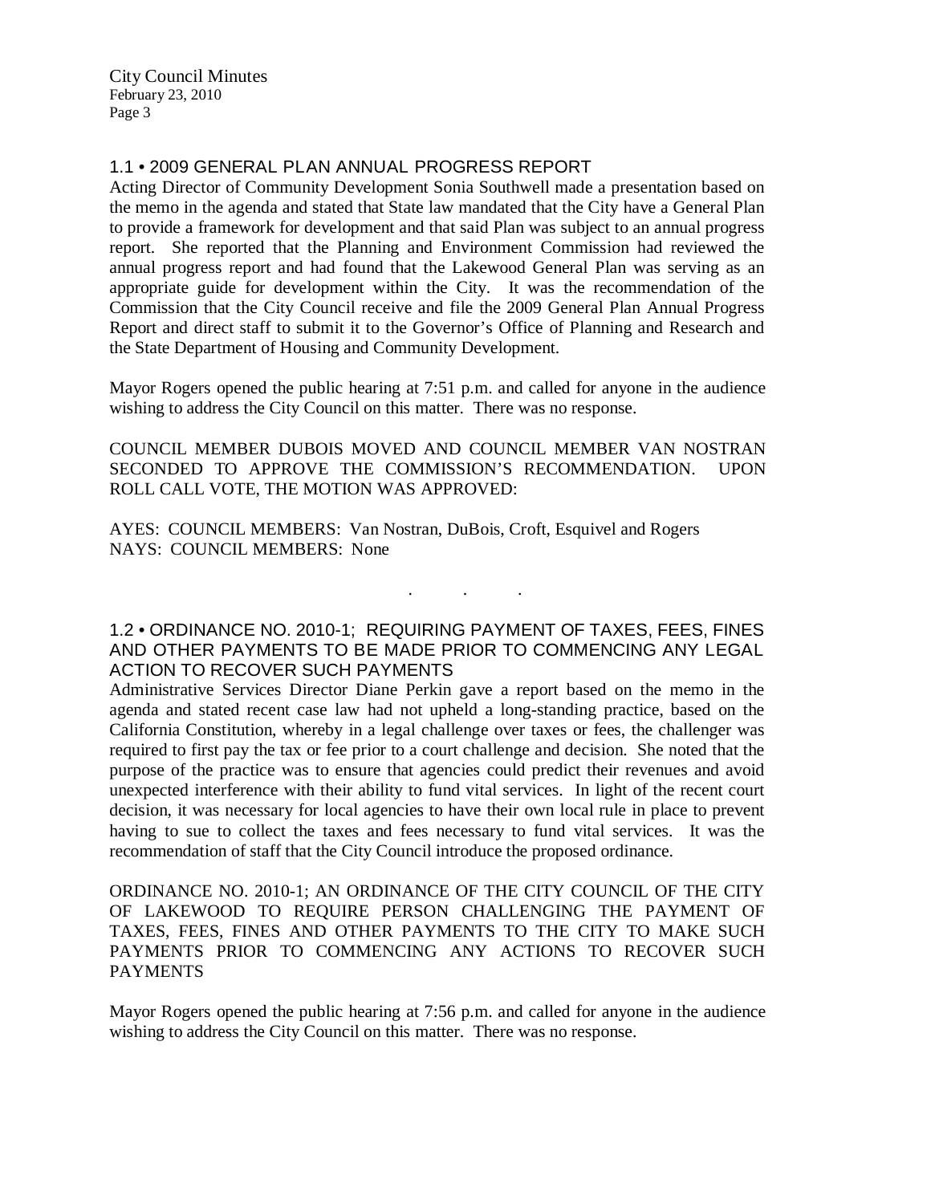### 1.1 • 2009 GENERAL PLAN ANNUAL PROGRESS REPORT

Acting Director of Community Development Sonia Southwell made a presentation based on the memo in the agenda and stated that State law mandated that the City have a General Plan to provide a framework for development and that said Plan was subject to an annual progress report. She reported that the Planning and Environment Commission had reviewed the annual progress report and had found that the Lakewood General Plan was serving as an appropriate guide for development within the City. It was the recommendation of the Commission that the City Council receive and file the 2009 General Plan Annual Progress Report and direct staff to submit it to the Governor's Office of Planning and Research and the State Department of Housing and Community Development.

Mayor Rogers opened the public hearing at 7:51 p.m. and called for anyone in the audience wishing to address the City Council on this matter. There was no response.

COUNCIL MEMBER DUBOIS MOVED AND COUNCIL MEMBER VAN NOSTRAN SECONDED TO APPROVE THE COMMISSION'S RECOMMENDATION. UPON ROLL CALL VOTE, THE MOTION WAS APPROVED:

AYES: COUNCIL MEMBERS: Van Nostran, DuBois, Croft, Esquivel and Rogers
NAYS: COUNCIL MEMBERS: None

. . .

### 1.2 • ORDINANCE NO. 2010-1; REQUIRING PAYMENT OF TAXES, FEES, FINES AND OTHER PAYMENTS TO BE MADE PRIOR TO COMMENCING ANY LEGAL ACTION TO RECOVER SUCH PAYMENTS

Administrative Services Director Diane Perkin gave a report based on the memo in the agenda and stated recent case law had not upheld a long-standing practice, based on the California Constitution, whereby in a legal challenge over taxes or fees, the challenger was required to first pay the tax or fee prior to a court challenge and decision. She noted that the purpose of the practice was to ensure that agencies could predict their revenues and avoid unexpected interference with their ability to fund vital services. In light of the recent court decision, it was necessary for local agencies to have their own local rule in place to prevent having to sue to collect the taxes and fees necessary to fund vital services. It was the recommendation of staff that the City Council introduce the proposed ordinance.

ORDINANCE NO. 2010-1; AN ORDINANCE OF THE CITY COUNCIL OF THE CITY OF LAKEWOOD TO REQUIRE PERSON CHALLENGING THE PAYMENT OF TAXES, FEES, FINES AND OTHER PAYMENTS TO THE CITY TO MAKE SUCH PAYMENTS PRIOR TO COMMENCING ANY ACTIONS TO RECOVER SUCH PAYMENTS

Mayor Rogers opened the public hearing at 7:56 p.m. and called for anyone in the audience wishing to address the City Council on this matter. There was no response.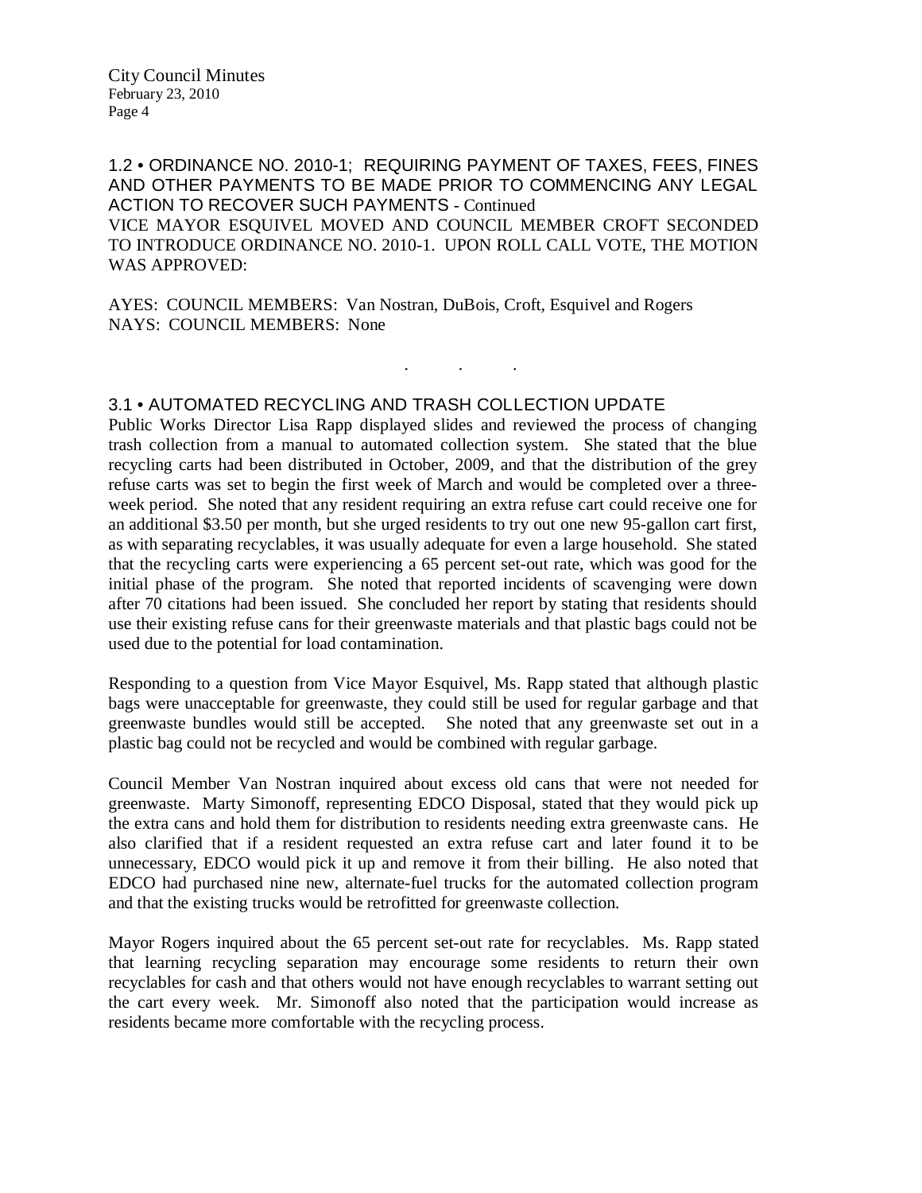## 1.2 • ORDINANCE NO. 2010-1; REQUIRING PAYMENT OF TAXES, FEES, FINES AND OTHER PAYMENTS TO BE MADE PRIOR TO COMMENCING ANY LEGAL ACTION TO RECOVER SUCH PAYMENTS - Continued

VICE MAYOR ESQUIVEL MOVED AND COUNCIL MEMBER CROFT SECONDED TO INTRODUCE ORDINANCE NO. 2010-1. UPON ROLL CALL VOTE, THE MOTION WAS APPROVED:

AYES: COUNCIL MEMBERS: Van Nostran, DuBois, Croft, Esquivel and Rogers
NAYS: COUNCIL MEMBERS: None

. . .

## 3.1 • AUTOMATED RECYCLING AND TRASH COLLECTION UPDATE

Public Works Director Lisa Rapp displayed slides and reviewed the process of changing trash collection from a manual to automated collection system. She stated that the blue recycling carts had been distributed in October, 2009, and that the distribution of the grey refuse carts was set to begin the first week of March and would be completed over a three-week period. She noted that any resident requiring an extra refuse cart could receive one for an additional $3.50 per month, but she urged residents to try out one new 95-gallon cart first, as with separating recyclables, it was usually adequate for even a large household. She stated that the recycling carts were experiencing a 65 percent set-out rate, which was good for the initial phase of the program. She noted that reported incidents of scavenging were down after 70 citations had been issued. She concluded her report by stating that residents should use their existing refuse cans for their greenwaste materials and that plastic bags could not be used due to the potential for load contamination.

Responding to a question from Vice Mayor Esquivel, Ms. Rapp stated that although plastic bags were unacceptable for greenwaste, they could still be used for regular garbage and that greenwaste bundles would still be accepted. She noted that any greenwaste set out in a plastic bag could not be recycled and would be combined with regular garbage.

Council Member Van Nostran inquired about excess old cans that were not needed for greenwaste. Marty Simonoff, representing EDCO Disposal, stated that they would pick up the extra cans and hold them for distribution to residents needing extra greenwaste cans. He also clarified that if a resident requested an extra refuse cart and later found it to be unnecessary, EDCO would pick it up and remove it from their billing. He also noted that EDCO had purchased nine new, alternate-fuel trucks for the automated collection program and that the existing trucks would be retrofitted for greenwaste collection.

Mayor Rogers inquired about the 65 percent set-out rate for recyclables. Ms. Rapp stated that learning recycling separation may encourage some residents to return their own recyclables for cash and that others would not have enough recyclables to warrant setting out the cart every week. Mr. Simonoff also noted that the participation would increase as residents became more comfortable with the recycling process.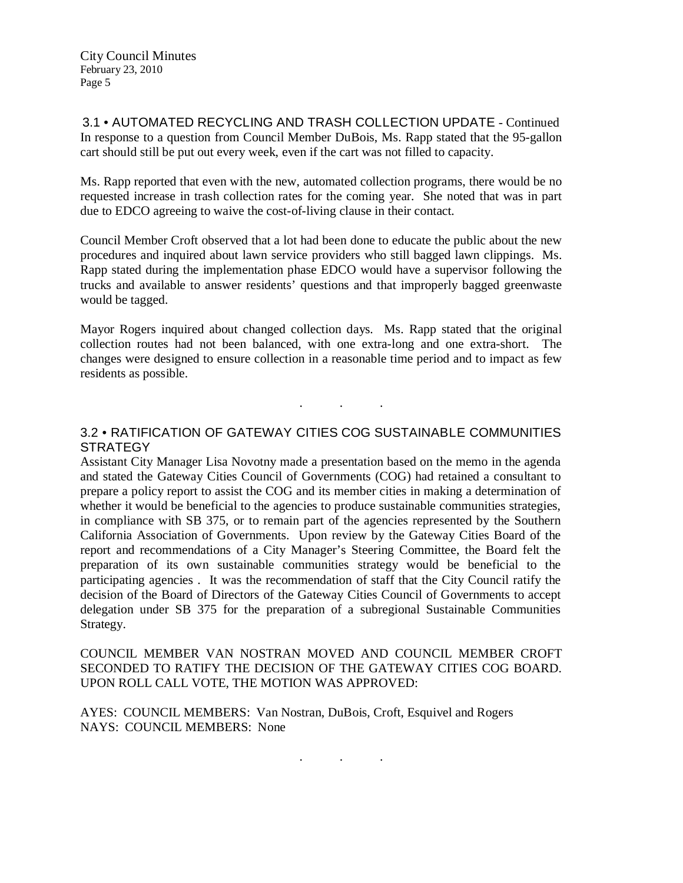### 3.1 • AUTOMATED RECYCLING AND TRASH COLLECTION UPDATE - Continued

In response to a question from Council Member DuBois, Ms. Rapp stated that the 95-gallon cart should still be put out every week, even if the cart was not filled to capacity.

Ms. Rapp reported that even with the new, automated collection programs, there would be no requested increase in trash collection rates for the coming year. She noted that was in part due to EDCO agreeing to waive the cost-of-living clause in their contact.

Council Member Croft observed that a lot had been done to educate the public about the new procedures and inquired about lawn service providers who still bagged lawn clippings. Ms. Rapp stated during the implementation phase EDCO would have a supervisor following the trucks and available to answer residents' questions and that improperly bagged greenwaste would be tagged.

Mayor Rogers inquired about changed collection days. Ms. Rapp stated that the original collection routes had not been balanced, with one extra-long and one extra-short. The changes were designed to ensure collection in a reasonable time period and to impact as few residents as possible.

. . .

### 3.2 • RATIFICATION OF GATEWAY CITIES COG SUSTAINABLE COMMUNITIES STRATEGY

Assistant City Manager Lisa Novotny made a presentation based on the memo in the agenda and stated the Gateway Cities Council of Governments (COG) had retained a consultant to prepare a policy report to assist the COG and its member cities in making a determination of whether it would be beneficial to the agencies to produce sustainable communities strategies, in compliance with SB 375, or to remain part of the agencies represented by the Southern California Association of Governments. Upon review by the Gateway Cities Board of the report and recommendations of a City Manager's Steering Committee, the Board felt the preparation of its own sustainable communities strategy would be beneficial to the participating agencies . It was the recommendation of staff that the City Council ratify the decision of the Board of Directors of the Gateway Cities Council of Governments to accept delegation under SB 375 for the preparation of a subregional Sustainable Communities Strategy.

COUNCIL MEMBER VAN NOSTRAN MOVED AND COUNCIL MEMBER CROFT SECONDED TO RATIFY THE DECISION OF THE GATEWAY CITIES COG BOARD. UPON ROLL CALL VOTE, THE MOTION WAS APPROVED:

AYES: COUNCIL MEMBERS: Van Nostran, DuBois, Croft, Esquivel and Rogers
NAYS: COUNCIL MEMBERS: None

. . .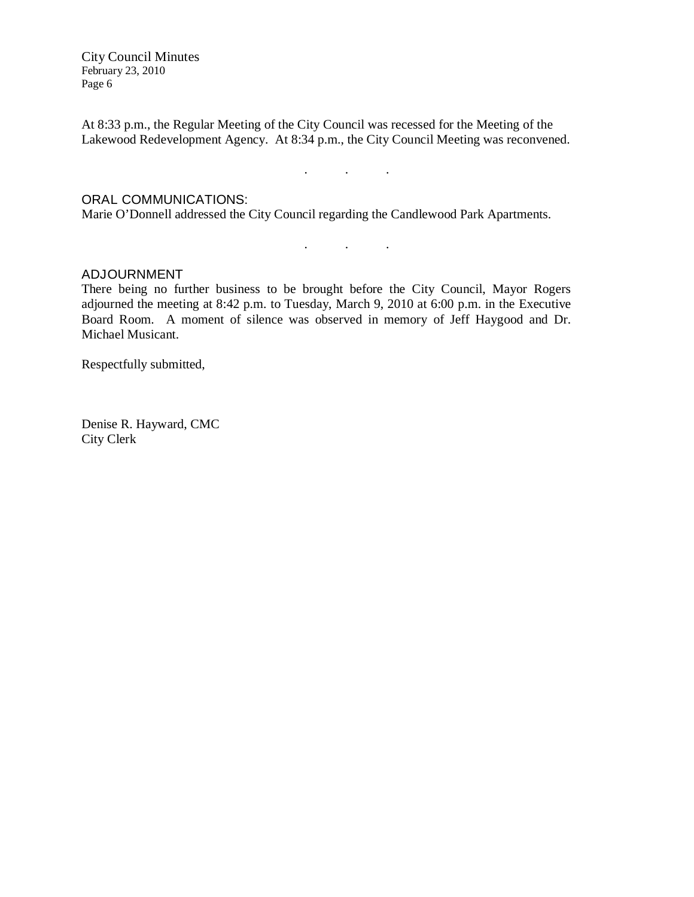At 8:33 p.m., the Regular Meeting of the City Council was recessed for the Meeting of the Lakewood Redevelopment Agency. At 8:34 p.m., the City Council Meeting was reconvened.

. . .

ORAL COMMUNICATIONS:

Marie O'Donnell addressed the City Council regarding the Candlewood Park Apartments.

. . .

ADJOURNMENT

There being no further business to be brought before the City Council, Mayor Rogers adjourned the meeting at 8:42 p.m. to Tuesday, March 9, 2010 at 6:00 p.m. in the Executive Board Room. A moment of silence was observed in memory of Jeff Haygood and Dr. Michael Musicant.

Respectfully submitted,

Denise R. Hayward, CMC
City Clerk